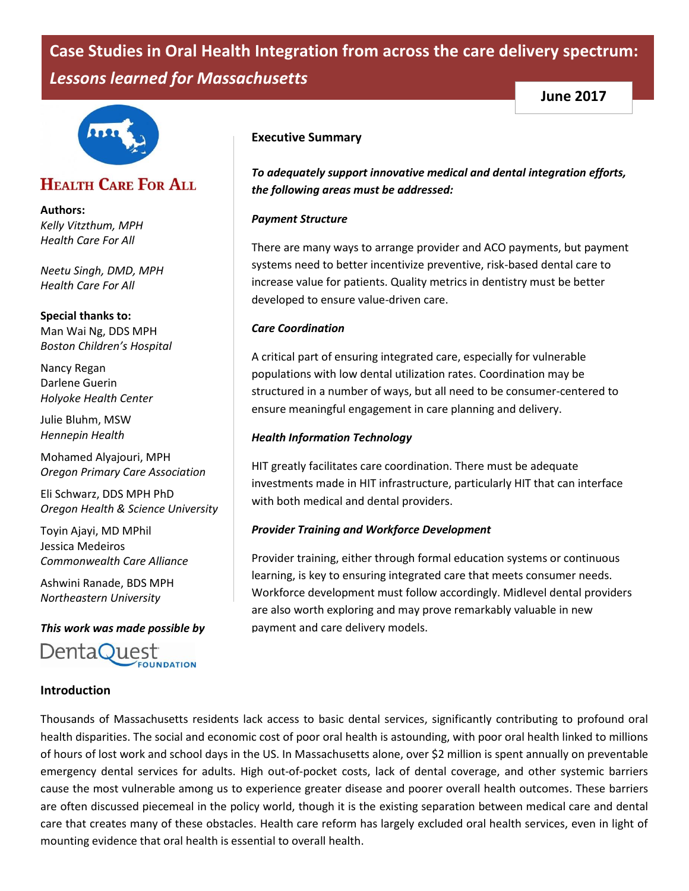# Case Studies in Oral Health Integration from across the care delivery spectrum: *Lessons learned for Massachusetts*

**June 2017**

**HEALTH CARE FOR ALL**

**Authors:**
*Kelly Vitzthum, MPH*
*Health Care For All*

*Neetu Singh, DMD, MPH*
*Health Care For All*

**Special thanks to:**
Man Wai Ng, DDS MPH
*Boston Children's Hospital*

Nancy Regan
Darlene Guerin
*Holyoke Health Center*

Julie Bluhm, MSW
*Hennepin Health*

Mohamed Alyajouri, MPH
*Oregon Primary Care Association*

Eli Schwarz, DDS MPH PhD
*Oregon Health & Science University*

Toyin Ajayi, MD MPhil
Jessica Medeiros
*Commonwealth Care Alliance*

Ashwini Ranade, BDS MPH
*Northeastern University*

***This work was made possible by***

DentaQuest Foundation

## Executive Summary

***To adequately support innovative medical and dental integration efforts, the following areas must be addressed:***

***Payment Structure***

There are many ways to arrange provider and ACO payments, but payment systems need to better incentivize preventive, risk-based dental care to increase value for patients. Quality metrics in dentistry must be better developed to ensure value-driven care.

***Care Coordination***

A critical part of ensuring integrated care, especially for vulnerable populations with low dental utilization rates. Coordination may be structured in a number of ways, but all need to be consumer-centered to ensure meaningful engagement in care planning and delivery.

***Health Information Technology***

HIT greatly facilitates care coordination. There must be adequate investments made in HIT infrastructure, particularly HIT that can interface with both medical and dental providers.

***Provider Training and Workforce Development***

Provider training, either through formal education systems or continuous learning, is key to ensuring integrated care that meets consumer needs. Workforce development must follow accordingly. Midlevel dental providers are also worth exploring and may prove remarkably valuable in new payment and care delivery models.

## Introduction

Thousands of Massachusetts residents lack access to basic dental services, significantly contributing to profound oral health disparities. The social and economic cost of poor oral health is astounding, with poor oral health linked to millions of hours of lost work and school days in the US. In Massachusetts alone, over $2 million is spent annually on preventable emergency dental services for adults. High out-of-pocket costs, lack of dental coverage, and other systemic barriers cause the most vulnerable among us to experience greater disease and poorer overall health outcomes. These barriers are often discussed piecemeal in the policy world, though it is the existing separation between medical care and dental care that creates many of these obstacles. Health care reform has largely excluded oral health services, even in light of mounting evidence that oral health is essential to overall health.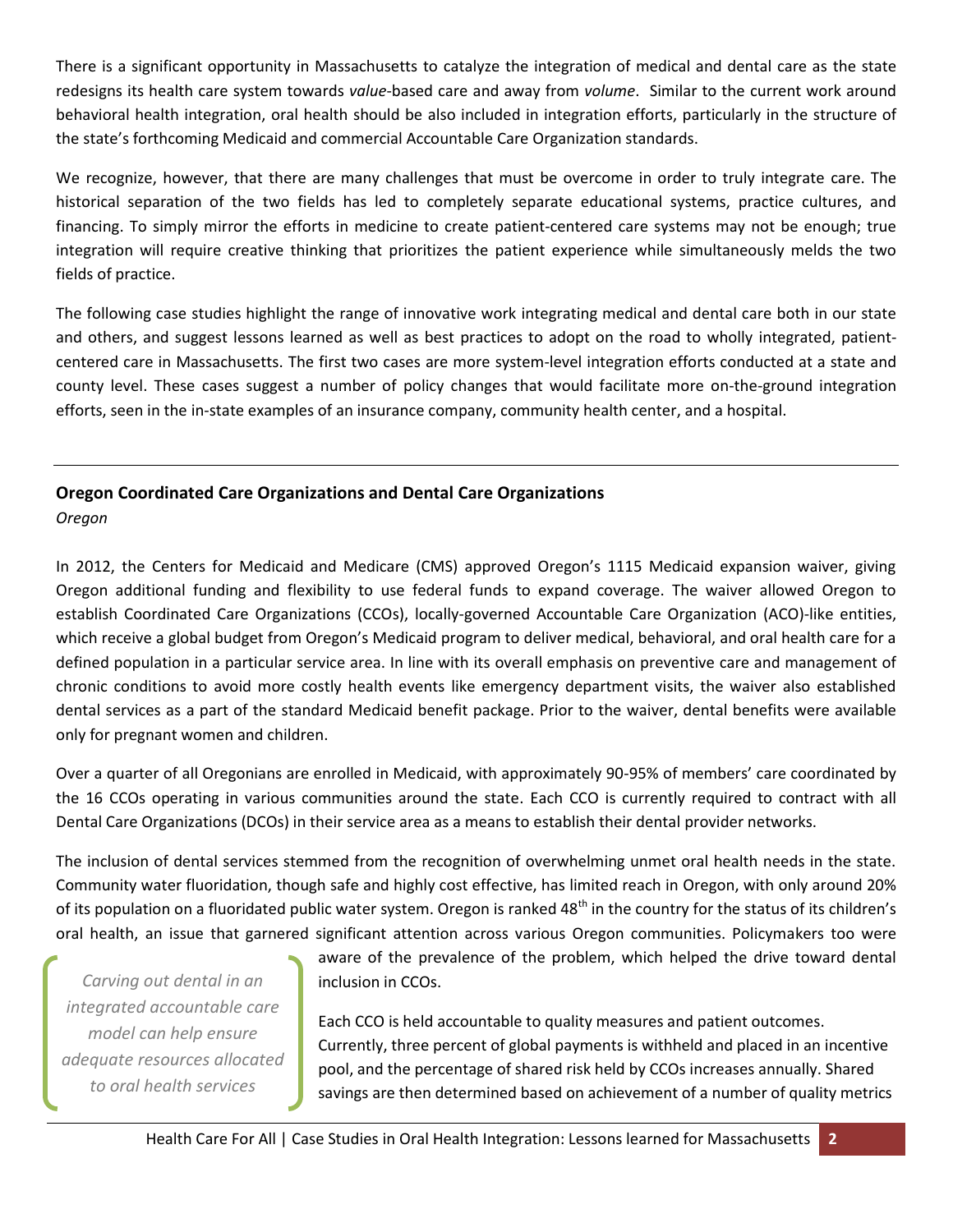There is a significant opportunity in Massachusetts to catalyze the integration of medical and dental care as the state redesigns its health care system towards *value*-based care and away from *volume*. Similar to the current work around behavioral health integration, oral health should be also included in integration efforts, particularly in the structure of the state's forthcoming Medicaid and commercial Accountable Care Organization standards.

We recognize, however, that there are many challenges that must be overcome in order to truly integrate care. The historical separation of the two fields has led to completely separate educational systems, practice cultures, and financing. To simply mirror the efforts in medicine to create patient-centered care systems may not be enough; true integration will require creative thinking that prioritizes the patient experience while simultaneously melds the two fields of practice.

The following case studies highlight the range of innovative work integrating medical and dental care both in our state and others, and suggest lessons learned as well as best practices to adopt on the road to wholly integrated, patient-centered care in Massachusetts. The first two cases are more system-level integration efforts conducted at a state and county level. These cases suggest a number of policy changes that would facilitate more on-the-ground integration efforts, seen in the in-state examples of an insurance company, community health center, and a hospital.

---

## Oregon Coordinated Care Organizations and Dental Care Organizations

*Oregon*

In 2012, the Centers for Medicaid and Medicare (CMS) approved Oregon's 1115 Medicaid expansion waiver, giving Oregon additional funding and flexibility to use federal funds to expand coverage. The waiver allowed Oregon to establish Coordinated Care Organizations (CCOs), locally-governed Accountable Care Organization (ACO)-like entities, which receive a global budget from Oregon's Medicaid program to deliver medical, behavioral, and oral health care for a defined population in a particular service area. In line with its overall emphasis on preventive care and management of chronic conditions to avoid more costly health events like emergency department visits, the waiver also established dental services as a part of the standard Medicaid benefit package. Prior to the waiver, dental benefits were available only for pregnant women and children.

Over a quarter of all Oregonians are enrolled in Medicaid, with approximately 90-95% of members' care coordinated by the 16 CCOs operating in various communities around the state. Each CCO is currently required to contract with all Dental Care Organizations (DCOs) in their service area as a means to establish their dental provider networks.

The inclusion of dental services stemmed from the recognition of overwhelming unmet oral health needs in the state. Community water fluoridation, though safe and highly cost effective, has limited reach in Oregon, with only around 20% of its population on a fluoridated public water system. Oregon is ranked 48th in the country for the status of its children's oral health, an issue that garnered significant attention across various Oregon communities. Policymakers too were aware of the prevalence of the problem, which helped the drive toward dental inclusion in CCOs.

> *Carving out dental in an integrated accountable care model can help ensure adequate resources allocated to oral health services*

Each CCO is held accountable to quality measures and patient outcomes. Currently, three percent of global payments is withheld and placed in an incentive pool, and the percentage of shared risk held by CCOs increases annually. Shared savings are then determined based on achievement of a number of quality metrics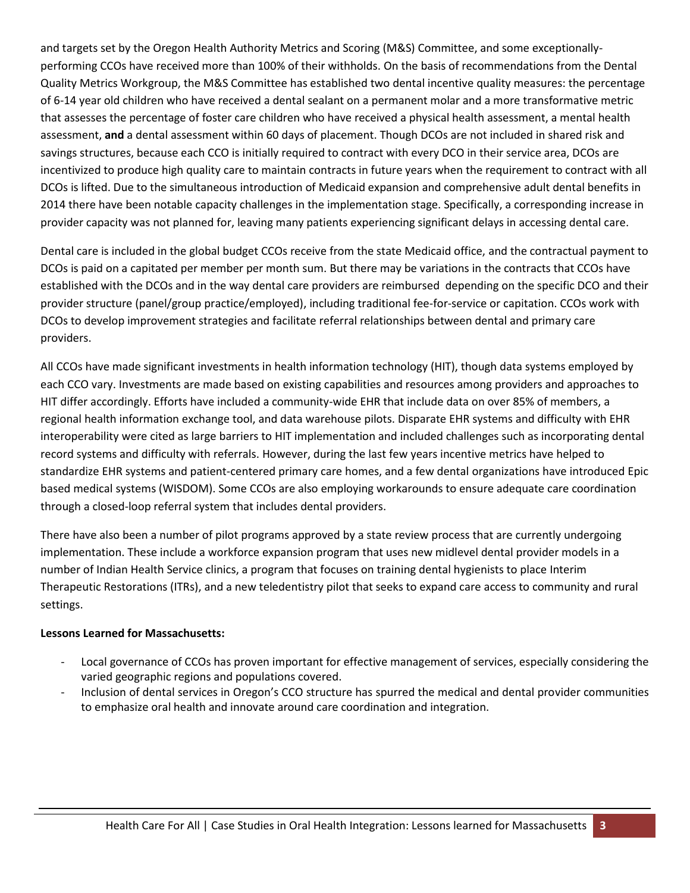and targets set by the Oregon Health Authority Metrics and Scoring (M&S) Committee, and some exceptionally-performing CCOs have received more than 100% of their withholds. On the basis of recommendations from the Dental Quality Metrics Workgroup, the M&S Committee has established two dental incentive quality measures: the percentage of 6-14 year old children who have received a dental sealant on a permanent molar and a more transformative metric that assesses the percentage of foster care children who have received a physical health assessment, a mental health assessment, **and** a dental assessment within 60 days of placement. Though DCOs are not included in shared risk and savings structures, because each CCO is initially required to contract with every DCO in their service area, DCOs are incentivized to produce high quality care to maintain contracts in future years when the requirement to contract with all DCOs is lifted. Due to the simultaneous introduction of Medicaid expansion and comprehensive adult dental benefits in 2014 there have been notable capacity challenges in the implementation stage. Specifically, a corresponding increase in provider capacity was not planned for, leaving many patients experiencing significant delays in accessing dental care.

Dental care is included in the global budget CCOs receive from the state Medicaid office, and the contractual payment to DCOs is paid on a capitated per member per month sum. But there may be variations in the contracts that CCOs have established with the DCOs and in the way dental care providers are reimbursed depending on the specific DCO and their provider structure (panel/group practice/employed), including traditional fee-for-service or capitation. CCOs work with DCOs to develop improvement strategies and facilitate referral relationships between dental and primary care providers.

All CCOs have made significant investments in health information technology (HIT), though data systems employed by each CCO vary. Investments are made based on existing capabilities and resources among providers and approaches to HIT differ accordingly. Efforts have included a community-wide EHR that include data on over 85% of members, a regional health information exchange tool, and data warehouse pilots. Disparate EHR systems and difficulty with EHR interoperability were cited as large barriers to HIT implementation and included challenges such as incorporating dental record systems and difficulty with referrals. However, during the last few years incentive metrics have helped to standardize EHR systems and patient-centered primary care homes, and a few dental organizations have introduced Epic based medical systems (WISDOM). Some CCOs are also employing workarounds to ensure adequate care coordination through a closed-loop referral system that includes dental providers.

There have also been a number of pilot programs approved by a state review process that are currently undergoing implementation. These include a workforce expansion program that uses new midlevel dental provider models in a number of Indian Health Service clinics, a program that focuses on training dental hygienists to place Interim Therapeutic Restorations (ITRs), and a new teledentistry pilot that seeks to expand care access to community and rural settings.

**Lessons Learned for Massachusetts:**

- Local governance of CCOs has proven important for effective management of services, especially considering the varied geographic regions and populations covered.
- Inclusion of dental services in Oregon's CCO structure has spurred the medical and dental provider communities to emphasize oral health and innovate around care coordination and integration.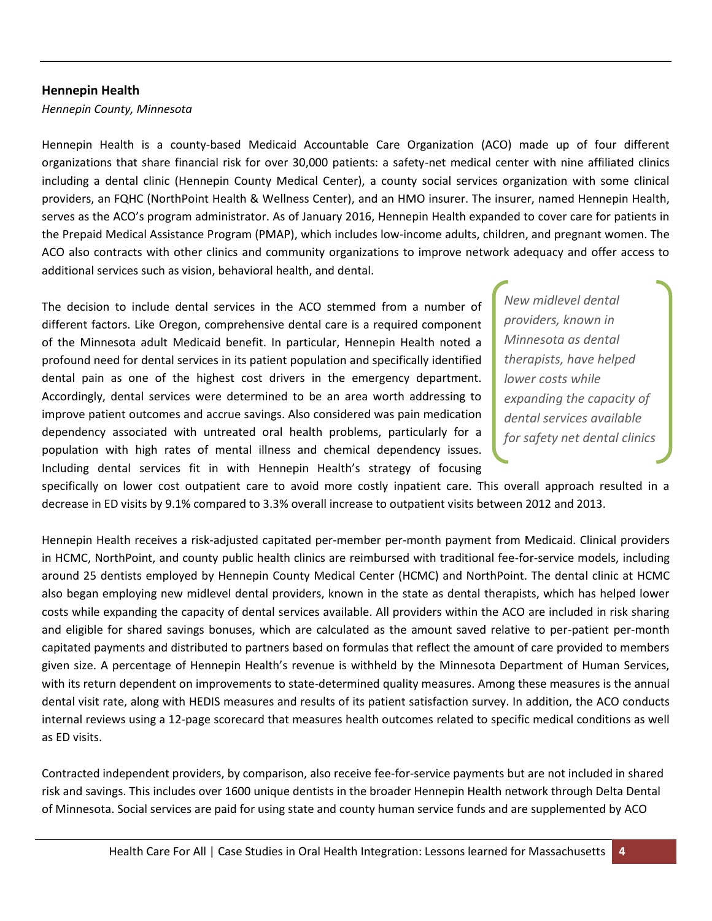**Hennepin Health**

*Hennepin County, Minnesota*

Hennepin Health is a county-based Medicaid Accountable Care Organization (ACO) made up of four different organizations that share financial risk for over 30,000 patients: a safety-net medical center with nine affiliated clinics including a dental clinic (Hennepin County Medical Center), a county social services organization with some clinical providers, an FQHC (NorthPoint Health & Wellness Center), and an HMO insurer. The insurer, named Hennepin Health, serves as the ACO's program administrator. As of January 2016, Hennepin Health expanded to cover care for patients in the Prepaid Medical Assistance Program (PMAP), which includes low-income adults, children, and pregnant women. The ACO also contracts with other clinics and community organizations to improve network adequacy and offer access to additional services such as vision, behavioral health, and dental.

The decision to include dental services in the ACO stemmed from a number of different factors. Like Oregon, comprehensive dental care is a required component of the Minnesota adult Medicaid benefit. In particular, Hennepin Health noted a profound need for dental services in its patient population and specifically identified dental pain as one of the highest cost drivers in the emergency department. Accordingly, dental services were determined to be an area worth addressing to improve patient outcomes and accrue savings. Also considered was pain medication dependency associated with untreated oral health problems, particularly for a population with high rates of mental illness and chemical dependency issues. Including dental services fit in with Hennepin Health's strategy of focusing specifically on lower cost outpatient care to avoid more costly inpatient care. This overall approach resulted in a decrease in ED visits by 9.1% compared to 3.3% overall increase to outpatient visits between 2012 and 2013.

> *New midlevel dental providers, known in Minnesota as dental therapists, have helped lower costs while expanding the capacity of dental services available for safety net dental clinics*

Hennepin Health receives a risk-adjusted capitated per-member per-month payment from Medicaid. Clinical providers in HCMC, NorthPoint, and county public health clinics are reimbursed with traditional fee-for-service models, including around 25 dentists employed by Hennepin County Medical Center (HCMC) and NorthPoint. The dental clinic at HCMC also began employing new midlevel dental providers, known in the state as dental therapists, which has helped lower costs while expanding the capacity of dental services available. All providers within the ACO are included in risk sharing and eligible for shared savings bonuses, which are calculated as the amount saved relative to per-patient per-month capitated payments and distributed to partners based on formulas that reflect the amount of care provided to members given size. A percentage of Hennepin Health's revenue is withheld by the Minnesota Department of Human Services, with its return dependent on improvements to state-determined quality measures. Among these measures is the annual dental visit rate, along with HEDIS measures and results of its patient satisfaction survey. In addition, the ACO conducts internal reviews using a 12-page scorecard that measures health outcomes related to specific medical conditions as well as ED visits.

Contracted independent providers, by comparison, also receive fee-for-service payments but are not included in shared risk and savings. This includes over 1600 unique dentists in the broader Hennepin Health network through Delta Dental of Minnesota. Social services are paid for using state and county human service funds and are supplemented by ACO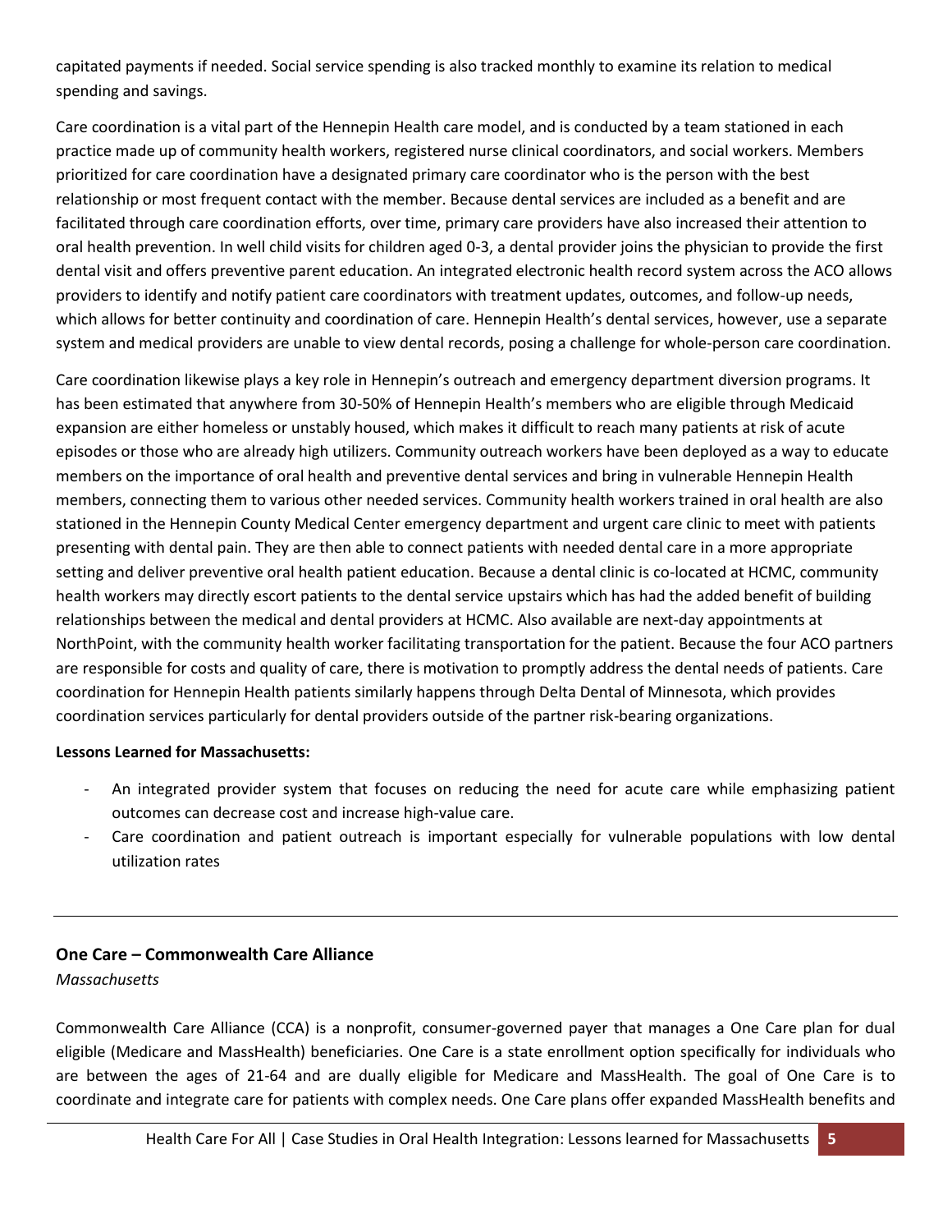capitated payments if needed. Social service spending is also tracked monthly to examine its relation to medical spending and savings.

Care coordination is a vital part of the Hennepin Health care model, and is conducted by a team stationed in each practice made up of community health workers, registered nurse clinical coordinators, and social workers. Members prioritized for care coordination have a designated primary care coordinator who is the person with the best relationship or most frequent contact with the member. Because dental services are included as a benefit and are facilitated through care coordination efforts, over time, primary care providers have also increased their attention to oral health prevention. In well child visits for children aged 0-3, a dental provider joins the physician to provide the first dental visit and offers preventive parent education. An integrated electronic health record system across the ACO allows providers to identify and notify patient care coordinators with treatment updates, outcomes, and follow-up needs, which allows for better continuity and coordination of care. Hennepin Health's dental services, however, use a separate system and medical providers are unable to view dental records, posing a challenge for whole-person care coordination.

Care coordination likewise plays a key role in Hennepin's outreach and emergency department diversion programs. It has been estimated that anywhere from 30-50% of Hennepin Health's members who are eligible through Medicaid expansion are either homeless or unstably housed, which makes it difficult to reach many patients at risk of acute episodes or those who are already high utilizers. Community outreach workers have been deployed as a way to educate members on the importance of oral health and preventive dental services and bring in vulnerable Hennepin Health members, connecting them to various other needed services. Community health workers trained in oral health are also stationed in the Hennepin County Medical Center emergency department and urgent care clinic to meet with patients presenting with dental pain. They are then able to connect patients with needed dental care in a more appropriate setting and deliver preventive oral health patient education. Because a dental clinic is co-located at HCMC, community health workers may directly escort patients to the dental service upstairs which has had the added benefit of building relationships between the medical and dental providers at HCMC. Also available are next-day appointments at NorthPoint, with the community health worker facilitating transportation for the patient. Because the four ACO partners are responsible for costs and quality of care, there is motivation to promptly address the dental needs of patients. Care coordination for Hennepin Health patients similarly happens through Delta Dental of Minnesota, which provides coordination services particularly for dental providers outside of the partner risk-bearing organizations.

**Lessons Learned for Massachusetts:**

- An integrated provider system that focuses on reducing the need for acute care while emphasizing patient outcomes can decrease cost and increase high-value care.
- Care coordination and patient outreach is important especially for vulnerable populations with low dental utilization rates

---

## One Care – Commonwealth Care Alliance

*Massachusetts*

Commonwealth Care Alliance (CCA) is a nonprofit, consumer-governed payer that manages a One Care plan for dual eligible (Medicare and MassHealth) beneficiaries. One Care is a state enrollment option specifically for individuals who are between the ages of 21-64 and are dually eligible for Medicare and MassHealth. The goal of One Care is to coordinate and integrate care for patients with complex needs. One Care plans offer expanded MassHealth benefits and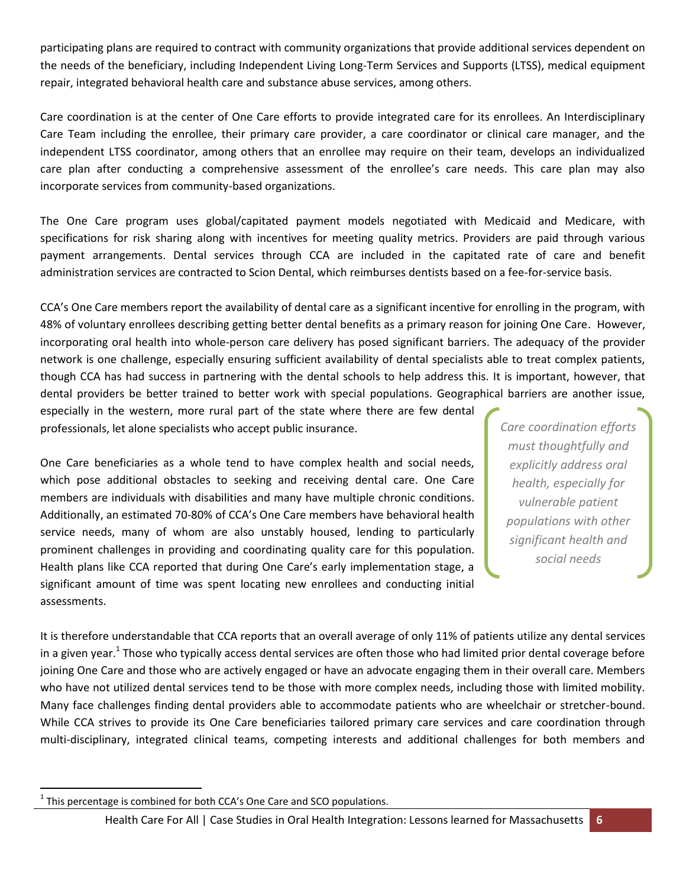participating plans are required to contract with community organizations that provide additional services dependent on the needs of the beneficiary, including Independent Living Long-Term Services and Supports (LTSS), medical equipment repair, integrated behavioral health care and substance abuse services, among others.

Care coordination is at the center of One Care efforts to provide integrated care for its enrollees. An Interdisciplinary Care Team including the enrollee, their primary care provider, a care coordinator or clinical care manager, and the independent LTSS coordinator, among others that an enrollee may require on their team, develops an individualized care plan after conducting a comprehensive assessment of the enrollee's care needs. This care plan may also incorporate services from community-based organizations.

The One Care program uses global/capitated payment models negotiated with Medicaid and Medicare, with specifications for risk sharing along with incentives for meeting quality metrics. Providers are paid through various payment arrangements. Dental services through CCA are included in the capitated rate of care and benefit administration services are contracted to Scion Dental, which reimburses dentists based on a fee-for-service basis.

CCA's One Care members report the availability of dental care as a significant incentive for enrolling in the program, with 48% of voluntary enrollees describing getting better dental benefits as a primary reason for joining One Care. However, incorporating oral health into whole-person care delivery has posed significant barriers. The adequacy of the provider network is one challenge, especially ensuring sufficient availability of dental specialists able to treat complex patients, though CCA has had success in partnering with the dental schools to help address this. It is important, however, that dental providers be better trained to better work with special populations. Geographical barriers are another issue, especially in the western, more rural part of the state where there are few dental professionals, let alone specialists who accept public insurance.

*Care coordination efforts must thoughtfully and explicitly address oral health, especially for vulnerable patient populations with other significant health and social needs*

One Care beneficiaries as a whole tend to have complex health and social needs, which pose additional obstacles to seeking and receiving dental care. One Care members are individuals with disabilities and many have multiple chronic conditions. Additionally, an estimated 70-80% of CCA's One Care members have behavioral health service needs, many of whom are also unstably housed, lending to particularly prominent challenges in providing and coordinating quality care for this population. Health plans like CCA reported that during One Care's early implementation stage, a significant amount of time was spent locating new enrollees and conducting initial assessments.

It is therefore understandable that CCA reports that an overall average of only 11% of patients utilize any dental services in a given year.[1] Those who typically access dental services are often those who had limited prior dental coverage before joining One Care and those who are actively engaged or have an advocate engaging them in their overall care. Members who have not utilized dental services tend to be those with more complex needs, including those with limited mobility. Many face challenges finding dental providers able to accommodate patients who are wheelchair or stretcher-bound. While CCA strives to provide its One Care beneficiaries tailored primary care services and care coordination through multi-disciplinary, integrated clinical teams, competing interests and additional challenges for both members and

[1] This percentage is combined for both CCA's One Care and SCO populations.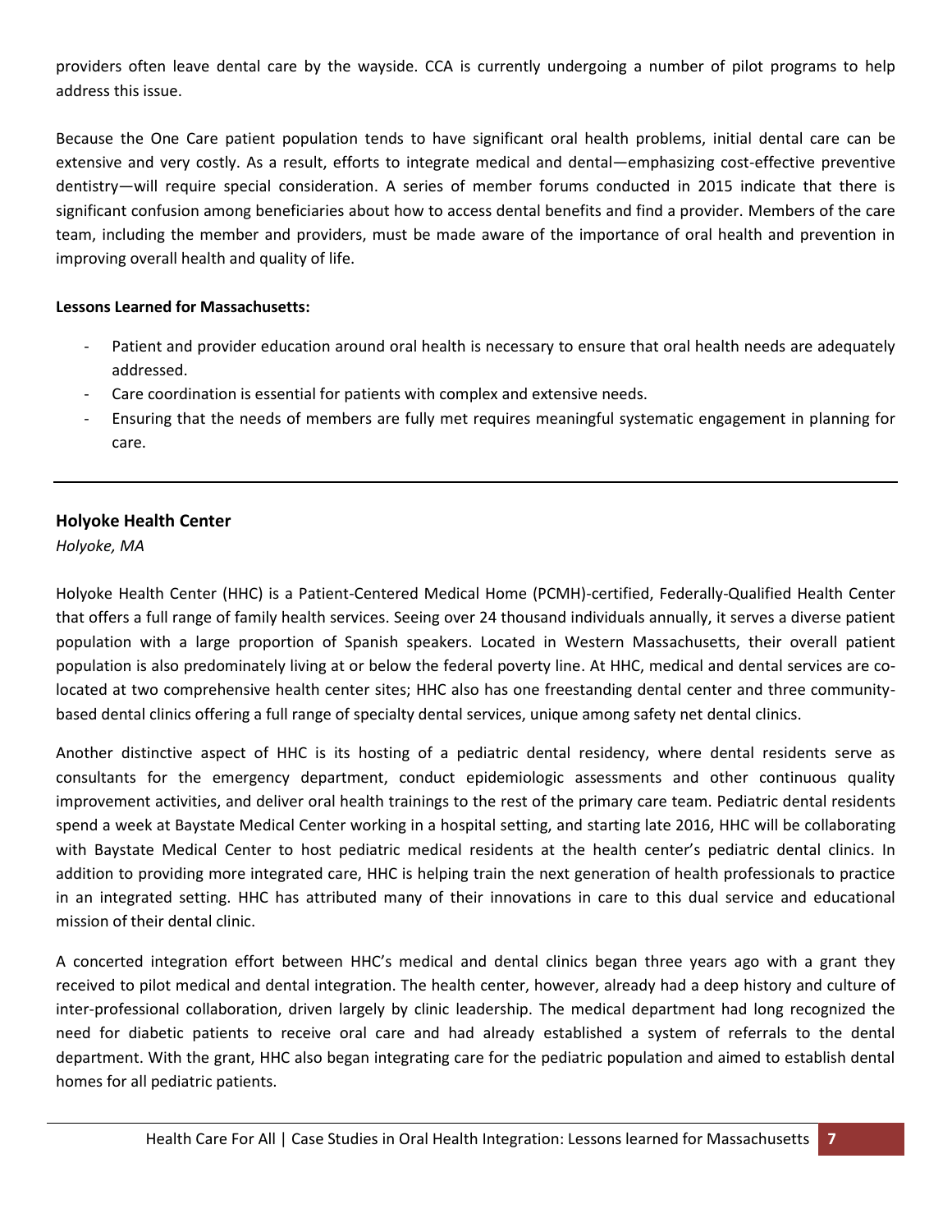providers often leave dental care by the wayside. CCA is currently undergoing a number of pilot programs to help address this issue.

Because the One Care patient population tends to have significant oral health problems, initial dental care can be extensive and very costly. As a result, efforts to integrate medical and dental—emphasizing cost-effective preventive dentistry—will require special consideration. A series of member forums conducted in 2015 indicate that there is significant confusion among beneficiaries about how to access dental benefits and find a provider. Members of the care team, including the member and providers, must be made aware of the importance of oral health and prevention in improving overall health and quality of life.

**Lessons Learned for Massachusetts:**

- Patient and provider education around oral health is necessary to ensure that oral health needs are adequately addressed.
- Care coordination is essential for patients with complex and extensive needs.
- Ensuring that the needs of members are fully met requires meaningful systematic engagement in planning for care.

---

## Holyoke Health Center

*Holyoke, MA*

Holyoke Health Center (HHC) is a Patient-Centered Medical Home (PCMH)-certified, Federally-Qualified Health Center that offers a full range of family health services. Seeing over 24 thousand individuals annually, it serves a diverse patient population with a large proportion of Spanish speakers. Located in Western Massachusetts, their overall patient population is also predominately living at or below the federal poverty line. At HHC, medical and dental services are co-located at two comprehensive health center sites; HHC also has one freestanding dental center and three community-based dental clinics offering a full range of specialty dental services, unique among safety net dental clinics.

Another distinctive aspect of HHC is its hosting of a pediatric dental residency, where dental residents serve as consultants for the emergency department, conduct epidemiologic assessments and other continuous quality improvement activities, and deliver oral health trainings to the rest of the primary care team. Pediatric dental residents spend a week at Baystate Medical Center working in a hospital setting, and starting late 2016, HHC will be collaborating with Baystate Medical Center to host pediatric medical residents at the health center's pediatric dental clinics. In addition to providing more integrated care, HHC is helping train the next generation of health professionals to practice in an integrated setting. HHC has attributed many of their innovations in care to this dual service and educational mission of their dental clinic.

A concerted integration effort between HHC's medical and dental clinics began three years ago with a grant they received to pilot medical and dental integration. The health center, however, already had a deep history and culture of inter-professional collaboration, driven largely by clinic leadership. The medical department had long recognized the need for diabetic patients to receive oral care and had already established a system of referrals to the dental department. With the grant, HHC also began integrating care for the pediatric population and aimed to establish dental homes for all pediatric patients.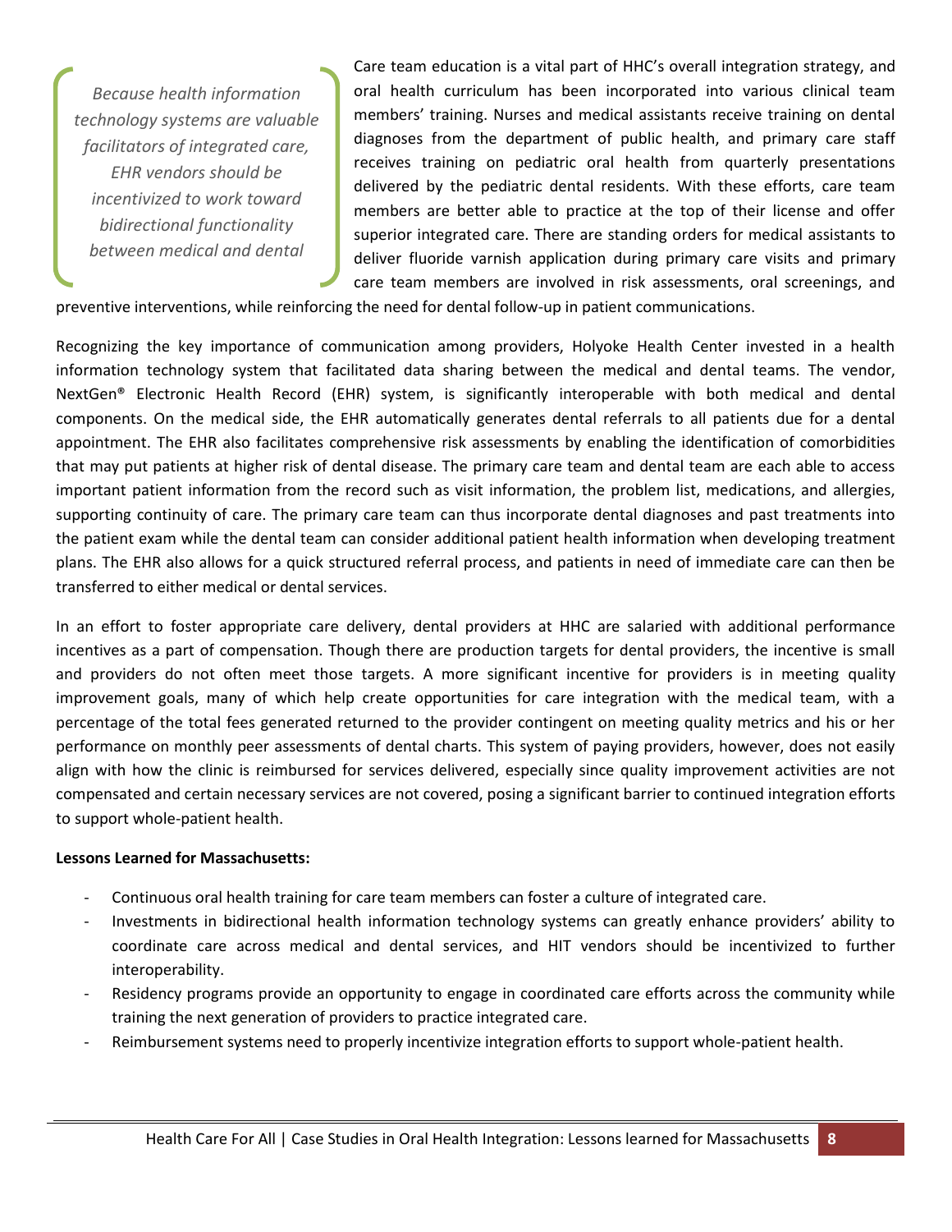*Because health information technology systems are valuable facilitators of integrated care, EHR vendors should be incentivized to work toward bidirectional functionality between medical and dental*

Care team education is a vital part of HHC's overall integration strategy, and oral health curriculum has been incorporated into various clinical team members' training. Nurses and medical assistants receive training on dental diagnoses from the department of public health, and primary care staff receives training on pediatric oral health from quarterly presentations delivered by the pediatric dental residents. With these efforts, care team members are better able to practice at the top of their license and offer superior integrated care. There are standing orders for medical assistants to deliver fluoride varnish application during primary care visits and primary care team members are involved in risk assessments, oral screenings, and preventive interventions, while reinforcing the need for dental follow-up in patient communications.

Recognizing the key importance of communication among providers, Holyoke Health Center invested in a health information technology system that facilitated data sharing between the medical and dental teams. The vendor, NextGen® Electronic Health Record (EHR) system, is significantly interoperable with both medical and dental components. On the medical side, the EHR automatically generates dental referrals to all patients due for a dental appointment. The EHR also facilitates comprehensive risk assessments by enabling the identification of comorbidities that may put patients at higher risk of dental disease. The primary care team and dental team are each able to access important patient information from the record such as visit information, the problem list, medications, and allergies, supporting continuity of care. The primary care team can thus incorporate dental diagnoses and past treatments into the patient exam while the dental team can consider additional patient health information when developing treatment plans. The EHR also allows for a quick structured referral process, and patients in need of immediate care can then be transferred to either medical or dental services.

In an effort to foster appropriate care delivery, dental providers at HHC are salaried with additional performance incentives as a part of compensation. Though there are production targets for dental providers, the incentive is small and providers do not often meet those targets. A more significant incentive for providers is in meeting quality improvement goals, many of which help create opportunities for care integration with the medical team, with a percentage of the total fees generated returned to the provider contingent on meeting quality metrics and his or her performance on monthly peer assessments of dental charts. This system of paying providers, however, does not easily align with how the clinic is reimbursed for services delivered, especially since quality improvement activities are not compensated and certain necessary services are not covered, posing a significant barrier to continued integration efforts to support whole-patient health.

**Lessons Learned for Massachusetts:**

- Continuous oral health training for care team members can foster a culture of integrated care.
- Investments in bidirectional health information technology systems can greatly enhance providers' ability to coordinate care across medical and dental services, and HIT vendors should be incentivized to further interoperability.
- Residency programs provide an opportunity to engage in coordinated care efforts across the community while training the next generation of providers to practice integrated care.
- Reimbursement systems need to properly incentivize integration efforts to support whole-patient health.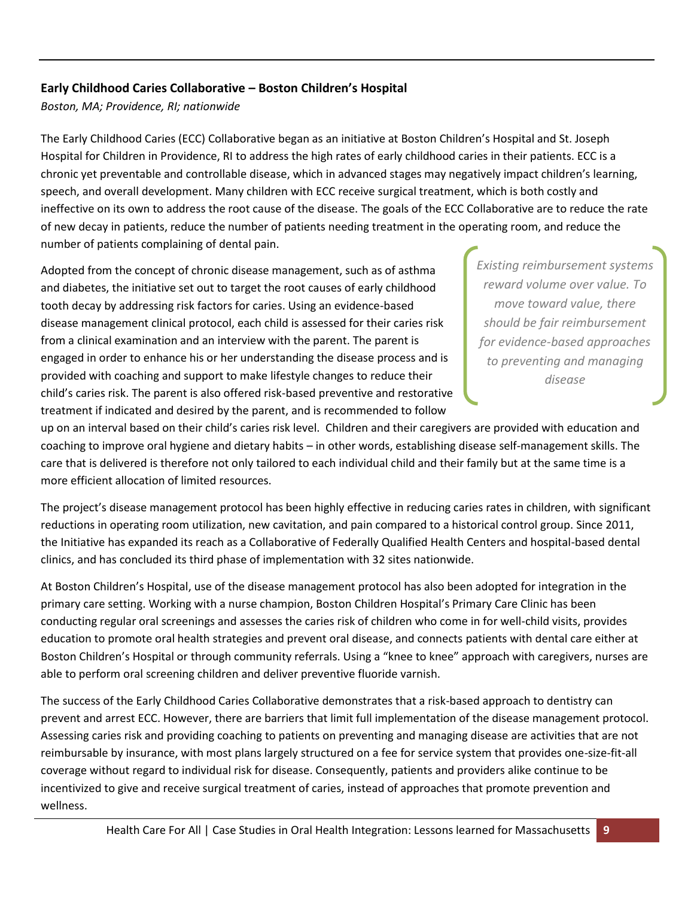### Early Childhood Caries Collaborative – Boston Children's Hospital

*Boston, MA; Providence, RI; nationwide*

The Early Childhood Caries (ECC) Collaborative began as an initiative at Boston Children's Hospital and St. Joseph Hospital for Children in Providence, RI to address the high rates of early childhood caries in their patients. ECC is a chronic yet preventable and controllable disease, which in advanced stages may negatively impact children's learning, speech, and overall development. Many children with ECC receive surgical treatment, which is both costly and ineffective on its own to address the root cause of the disease. The goals of the ECC Collaborative are to reduce the rate of new decay in patients, reduce the number of patients needing treatment in the operating room, and reduce the number of patients complaining of dental pain.

> *Existing reimbursement systems reward volume over value. To move toward value, there should be fair reimbursement for evidence-based approaches to preventing and managing disease*

Adopted from the concept of chronic disease management, such as of asthma and diabetes, the initiative set out to target the root causes of early childhood tooth decay by addressing risk factors for caries. Using an evidence-based disease management clinical protocol, each child is assessed for their caries risk from a clinical examination and an interview with the parent. The parent is engaged in order to enhance his or her understanding the disease process and is provided with coaching and support to make lifestyle changes to reduce their child's caries risk. The parent is also offered risk-based preventive and restorative treatment if indicated and desired by the parent, and is recommended to follow up on an interval based on their child's caries risk level. Children and their caregivers are provided with education and coaching to improve oral hygiene and dietary habits – in other words, establishing disease self-management skills. The care that is delivered is therefore not only tailored to each individual child and their family but at the same time is a more efficient allocation of limited resources.

The project's disease management protocol has been highly effective in reducing caries rates in children, with significant reductions in operating room utilization, new cavitation, and pain compared to a historical control group. Since 2011, the Initiative has expanded its reach as a Collaborative of Federally Qualified Health Centers and hospital-based dental clinics, and has concluded its third phase of implementation with 32 sites nationwide.

At Boston Children's Hospital, use of the disease management protocol has also been adopted for integration in the primary care setting. Working with a nurse champion, Boston Children Hospital's Primary Care Clinic has been conducting regular oral screenings and assesses the caries risk of children who come in for well-child visits, provides education to promote oral health strategies and prevent oral disease, and connects patients with dental care either at Boston Children's Hospital or through community referrals. Using a "knee to knee" approach with caregivers, nurses are able to perform oral screening children and deliver preventive fluoride varnish.

The success of the Early Childhood Caries Collaborative demonstrates that a risk-based approach to dentistry can prevent and arrest ECC. However, there are barriers that limit full implementation of the disease management protocol. Assessing caries risk and providing coaching to patients on preventing and managing disease are activities that are not reimbursable by insurance, with most plans largely structured on a fee for service system that provides one-size-fit-all coverage without regard to individual risk for disease. Consequently, patients and providers alike continue to be incentivized to give and receive surgical treatment of caries, instead of approaches that promote prevention and wellness.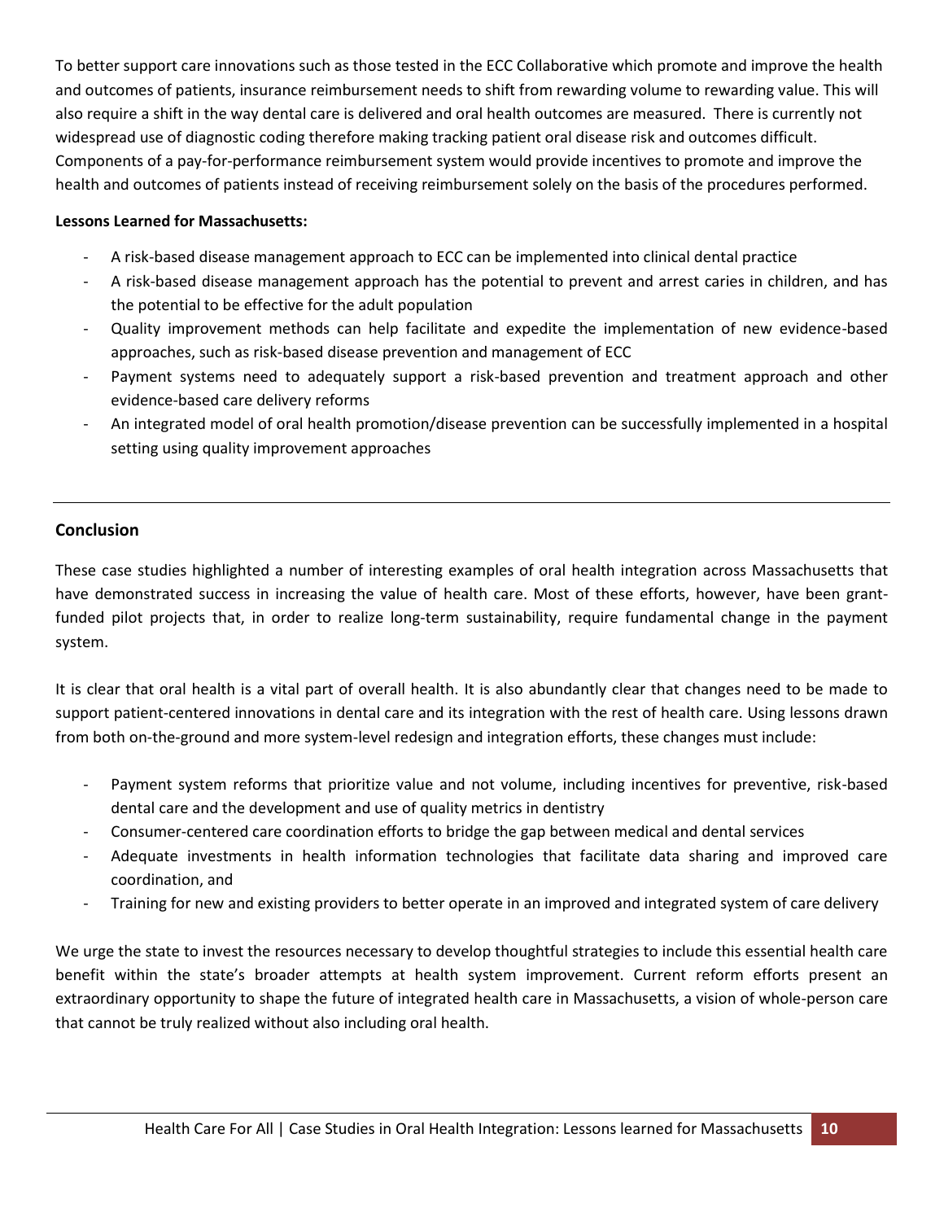To better support care innovations such as those tested in the ECC Collaborative which promote and improve the health and outcomes of patients, insurance reimbursement needs to shift from rewarding volume to rewarding value. This will also require a shift in the way dental care is delivered and oral health outcomes are measured. There is currently not widespread use of diagnostic coding therefore making tracking patient oral disease risk and outcomes difficult. Components of a pay-for-performance reimbursement system would provide incentives to promote and improve the health and outcomes of patients instead of receiving reimbursement solely on the basis of the procedures performed.

**Lessons Learned for Massachusetts:**

- A risk-based disease management approach to ECC can be implemented into clinical dental practice
- A risk-based disease management approach has the potential to prevent and arrest caries in children, and has the potential to be effective for the adult population
- Quality improvement methods can help facilitate and expedite the implementation of new evidence-based approaches, such as risk-based disease prevention and management of ECC
- Payment systems need to adequately support a risk-based prevention and treatment approach and other evidence-based care delivery reforms
- An integrated model of oral health promotion/disease prevention can be successfully implemented in a hospital setting using quality improvement approaches

---

## Conclusion

These case studies highlighted a number of interesting examples of oral health integration across Massachusetts that have demonstrated success in increasing the value of health care. Most of these efforts, however, have been grant-funded pilot projects that, in order to realize long-term sustainability, require fundamental change in the payment system.

It is clear that oral health is a vital part of overall health. It is also abundantly clear that changes need to be made to support patient-centered innovations in dental care and its integration with the rest of health care. Using lessons drawn from both on-the-ground and more system-level redesign and integration efforts, these changes must include:

- Payment system reforms that prioritize value and not volume, including incentives for preventive, risk-based dental care and the development and use of quality metrics in dentistry
- Consumer-centered care coordination efforts to bridge the gap between medical and dental services
- Adequate investments in health information technologies that facilitate data sharing and improved care coordination, and
- Training for new and existing providers to better operate in an improved and integrated system of care delivery

We urge the state to invest the resources necessary to develop thoughtful strategies to include this essential health care benefit within the state's broader attempts at health system improvement. Current reform efforts present an extraordinary opportunity to shape the future of integrated health care in Massachusetts, a vision of whole-person care that cannot be truly realized without also including oral health.